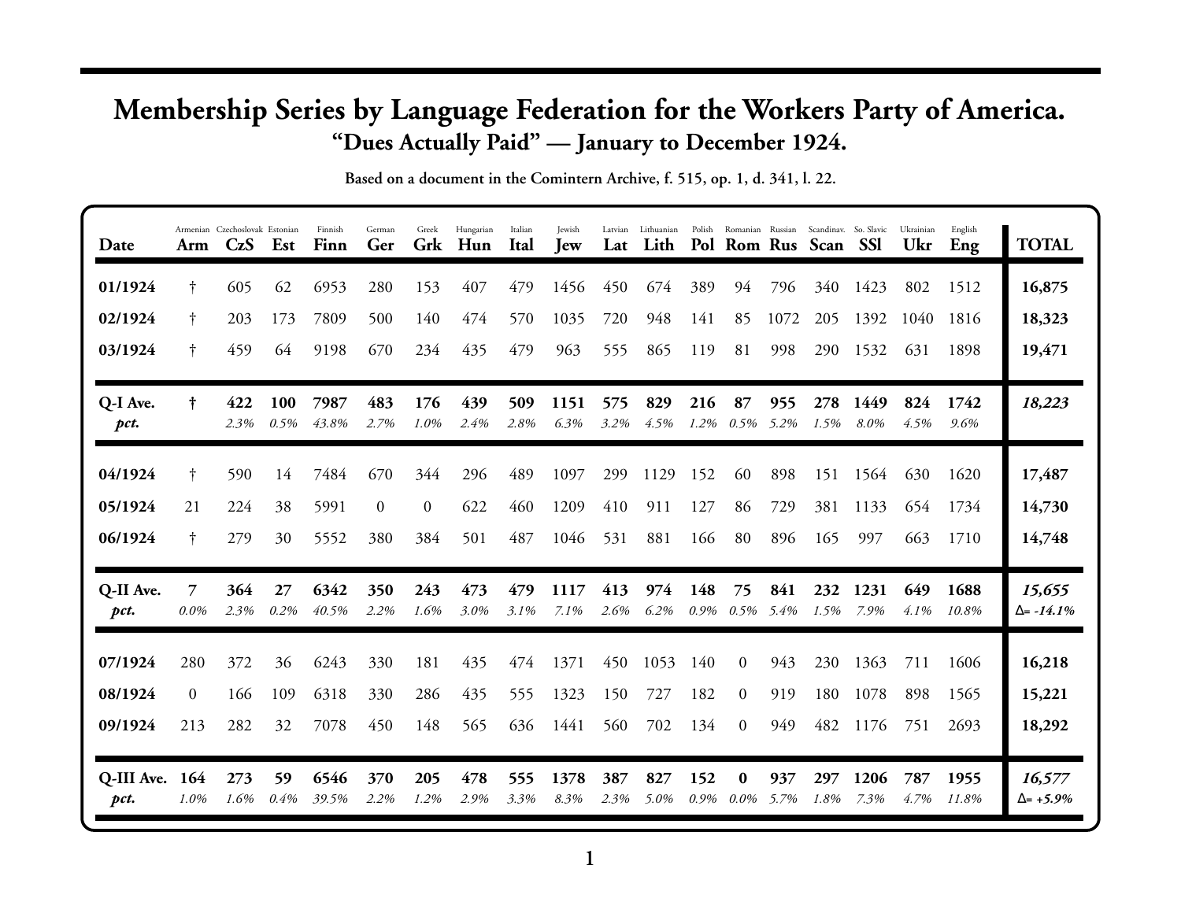# Membership Series by Language Federation for the Workers Party of America.

## "Dues Actually Paid" — January to December 1924.

**Based on a document in the Comintern Archive, f. 515, op. 1, d. 341, l. 22.**

| Date | Armenian<br>Arm | Czechoslovak<br>CzS | Estonian<br>Est | Finnish<br>Finn | German<br>Ger | Greek<br>Grk | Hungarian<br>Hun | Italian<br>Ital | Jewish<br>Jew | Latvian<br>Lat | Lithuanian<br>Lith | Polish<br>Pol | Romanian<br>Rom | Russian<br>Rus | Scandinav.<br>Scan | So. Slavic<br>SSl | Ukrainian<br>Ukr | English<br>Eng | TOTAL |
|---|---|---|---|---|---|---|---|---|---|---|---|---|---|---|---|---|---|---|---|
| **01/1924** | † | 605 | 62 | 6953 | 280 | 153 | 407 | 479 | 1456 | 450 | 674 | 389 | 94 | 796 | 340 | 1423 | 802 | 1512 | **16,875** |
| **02/1924** | † | 203 | 173 | 7809 | 500 | 140 | 474 | 570 | 1035 | 720 | 948 | 141 | 85 | 1072 | 205 | 1392 | 1040 | 1816 | **18,323** |
| **03/1924** | † | 459 | 64 | 9198 | 670 | 234 | 435 | 479 | 963 | 555 | 865 | 119 | 81 | 998 | 290 | 1532 | 631 | 1898 | **19,471** |
| **Q-I Ave.** | **†** | **422** | **100** | **7987** | **483** | **176** | **439** | **509** | **1151** | **575** | **829** | **216** | **87** | **955** | **278** | **1449** | **824** | **1742** | ***18,223*** |
| ***pct.*** | | *2.3%* | *0.5%* | *43.8%* | *2.7%* | *1.0%* | *2.4%* | *2.8%* | *6.3%* | *3.2%* | *4.5%* | *1.2%* | *0.5%* | *5.2%* | *1.5%* | *8.0%* | *4.5%* | *9.6%* | |
| **04/1924** | † | 590 | 14 | 7484 | 670 | 344 | 296 | 489 | 1097 | 299 | 1129 | 152 | 60 | 898 | 151 | 1564 | 630 | 1620 | **17,487** |
| **05/1924** | 21 | 224 | 38 | 5991 | 0 | 0 | 622 | 460 | 1209 | 410 | 911 | 127 | 86 | 729 | 381 | 1133 | 654 | 1734 | **14,730** |
| **06/1924** | † | 279 | 30 | 5552 | 380 | 384 | 501 | 487 | 1046 | 531 | 881 | 166 | 80 | 896 | 165 | 997 | 663 | 1710 | **14,748** |
| **Q-II Ave.** | **7** | **364** | **27** | **6342** | **350** | **243** | **473** | **479** | **1117** | **413** | **974** | **148** | **75** | **841** | **232** | **1231** | **649** | **1688** | ***15,655*** |
| ***pct.*** | *0.0%* | *2.3%* | *0.2%* | *40.5%* | *2.2%* | *1.6%* | *3.0%* | *3.1%* | *7.1%* | *2.6%* | *6.2%* | *0.9%* | *0.5%* | *5.4%* | *1.5%* | *7.9%* | *4.1%* | *10.8%* | *Δ= -14.1%* |
| **07/1924** | 280 | 372 | 36 | 6243 | 330 | 181 | 435 | 474 | 1371 | 450 | 1053 | 140 | 0 | 943 | 230 | 1363 | 711 | 1606 | **16,218** |
| **08/1924** | 0 | 166 | 109 | 6318 | 330 | 286 | 435 | 555 | 1323 | 150 | 727 | 182 | 0 | 919 | 180 | 1078 | 898 | 1565 | **15,221** |
| **09/1924** | 213 | 282 | 32 | 7078 | 450 | 148 | 565 | 636 | 1441 | 560 | 702 | 134 | 0 | 949 | 482 | 1176 | 751 | 2693 | **18,292** |
| **Q-III Ave.** | **164** | **273** | **59** | **6546** | **370** | **205** | **478** | **555** | **1378** | **387** | **827** | **152** | **0** | **937** | **297** | **1206** | **787** | **1955** | ***16,577*** |
| ***pct.*** | *1.0%* | *1.6%* | *0.4%* | *39.5%* | *2.2%* | *1.2%* | *2.9%* | *3.3%* | *8.3%* | *2.3%* | *5.0%* | *0.9%* | *0.0%* | *5.7%* | *1.8%* | *7.3%* | *4.7%* | *11.8%* | *Δ= +5.9%* |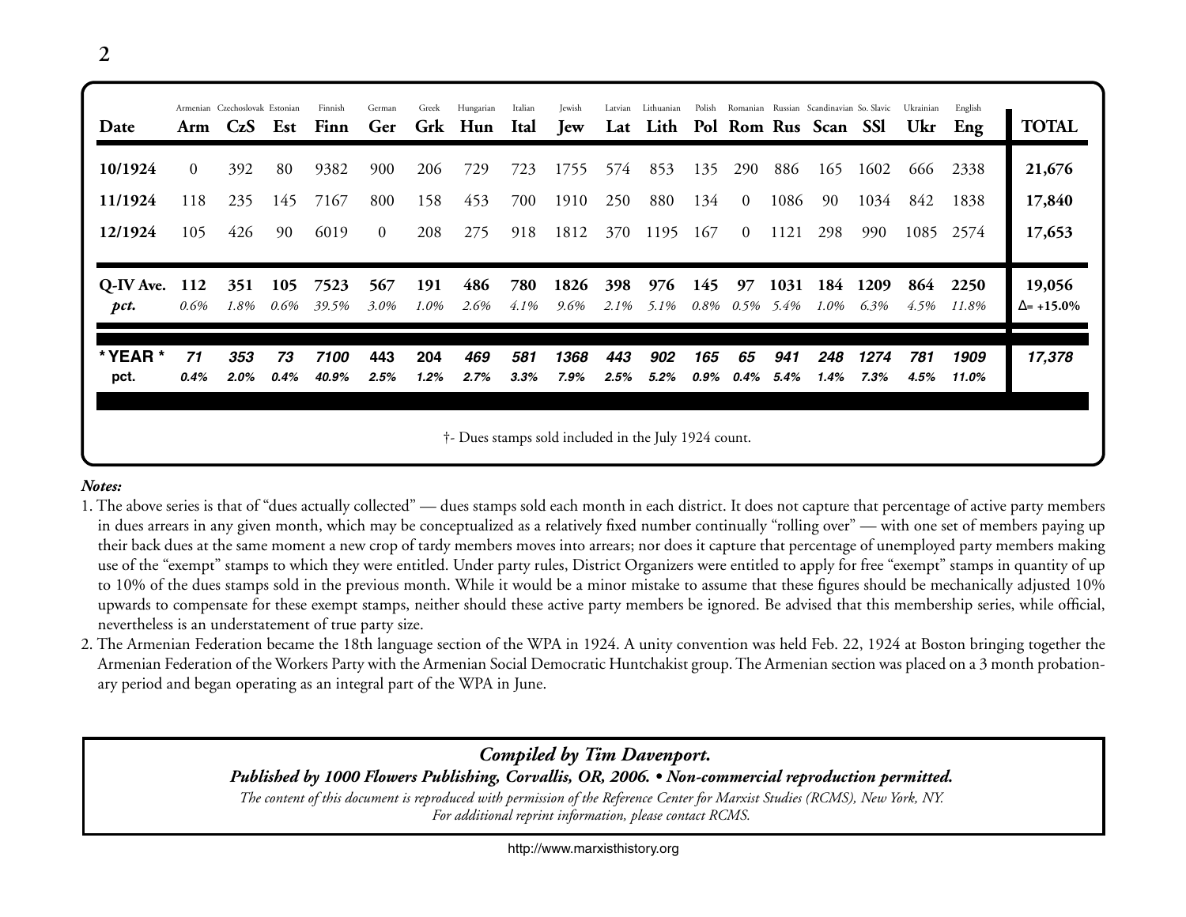| Date | Armenian Arm | Czechoslovak CzS | Estonian Est | Finnish Finn | German Ger | Greek Grk | Hungarian Hun | Italian Ital | Jewish Jew | Latvian Lat | Lithuanian Lith | Polish Pol | Romanian Rom | Russian Rus | Scandinavian Scan | So. Slavic SSl | Ukrainian Ukr | English Eng | TOTAL |
|---|---|---|---|---|---|---|---|---|---|---|---|---|---|---|---|---|---|---|---|
| **10/1924** | 0 | 392 | 80 | 9382 | 900 | 206 | 729 | 723 | 1755 | 574 | 853 | 135 | 290 | 886 | 165 | 1602 | 666 | 2338 | **21,676** |
| **11/1924** | 118 | 235 | 145 | 7167 | 800 | 158 | 453 | 700 | 1910 | 250 | 880 | 134 | 0 | 1086 | 90 | 1034 | 842 | 1838 | **17,840** |
| **12/1924** | 105 | 426 | 90 | 6019 | 0 | 208 | 275 | 918 | 1812 | 370 | 1195 | 167 | 0 | 1121 | 298 | 990 | 1085 | 2574 | **17,653** |
| **Q-IV Ave.** | **112** | **351** | **105** | **7523** | **567** | **191** | **486** | **780** | **1826** | **398** | **976** | **145** | **97** | **1031** | **184** | **1209** | **864** | **2250** | **19,056** |
| ***pct.*** | *0.6%* | *1.8%* | *0.6%* | *39.5%* | *3.0%* | *1.0%* | *2.6%* | *4.1%* | *9.6%* | *2.1%* | *5.1%* | *0.8%* | *0.5%* | *5.4%* | *1.0%* | *6.3%* | *4.5%* | *11.8%* | **Δ= +15.0%** |
| ***\* YEAR \**** | ***71*** | ***353*** | ***73*** | ***7100*** | **443** | **204** | ***469*** | ***581*** | ***1368*** | ***443*** | ***902*** | ***165*** | ***65*** | ***941*** | ***248*** | ***1274*** | ***781*** | ***1909*** | ***17,378*** |
| **pct.** | ***0.4%*** | ***2.0%*** | ***0.4%*** | ***40.9%*** | ***2.5%*** | ***1.2%*** | ***2.7%*** | ***3.3%*** | ***7.9%*** | ***2.5%*** | ***5.2%*** | ***0.9%*** | ***0.4%*** | ***5.4%*** | ***1.4%*** | ***7.3%*** | ***4.5%*** | ***11.0%*** | |

†- Dues stamps sold included in the July 1924 count.

***Notes:***

1. The above series is that of "dues actually collected" — dues stamps sold each month in each district. It does not capture that percentage of active party members in dues arrears in any given month, which may be conceptualized as a relatively fixed number continually "rolling over" — with one set of members paying up their back dues at the same moment a new crop of tardy members moves into arrears; nor does it capture that percentage of unemployed party members making use of the "exempt" stamps to which they were entitled. Under party rules, District Organizers were entitled to apply for free "exempt" stamps in quantity of up to 10% of the dues stamps sold in the previous month. While it would be a minor mistake to assume that these figures should be mechanically adjusted 10% upwards to compensate for these exempt stamps, neither should these active party members be ignored. Be advised that this membership series, while official, nevertheless is an understatement of true party size.
2. The Armenian Federation became the 18th language section of the WPA in 1924. A unity convention was held Feb. 22, 1924 at Boston bringing together the Armenian Federation of the Workers Party with the Armenian Social Democratic Huntchakist group. The Armenian section was placed on a 3 month probationary period and began operating as an integral part of the WPA in June.

***Compiled by Tim Davenport.***
***Published by 1000 Flowers Publishing, Corvallis, OR, 2006. • Non-commercial reproduction permitted.***
*The content of this document is reproduced with permission of the Reference Center for Marxist Studies (RCMS), New York, NY.*
*For additional reprint information, please contact RCMS.*

http://www.marxisthistory.org